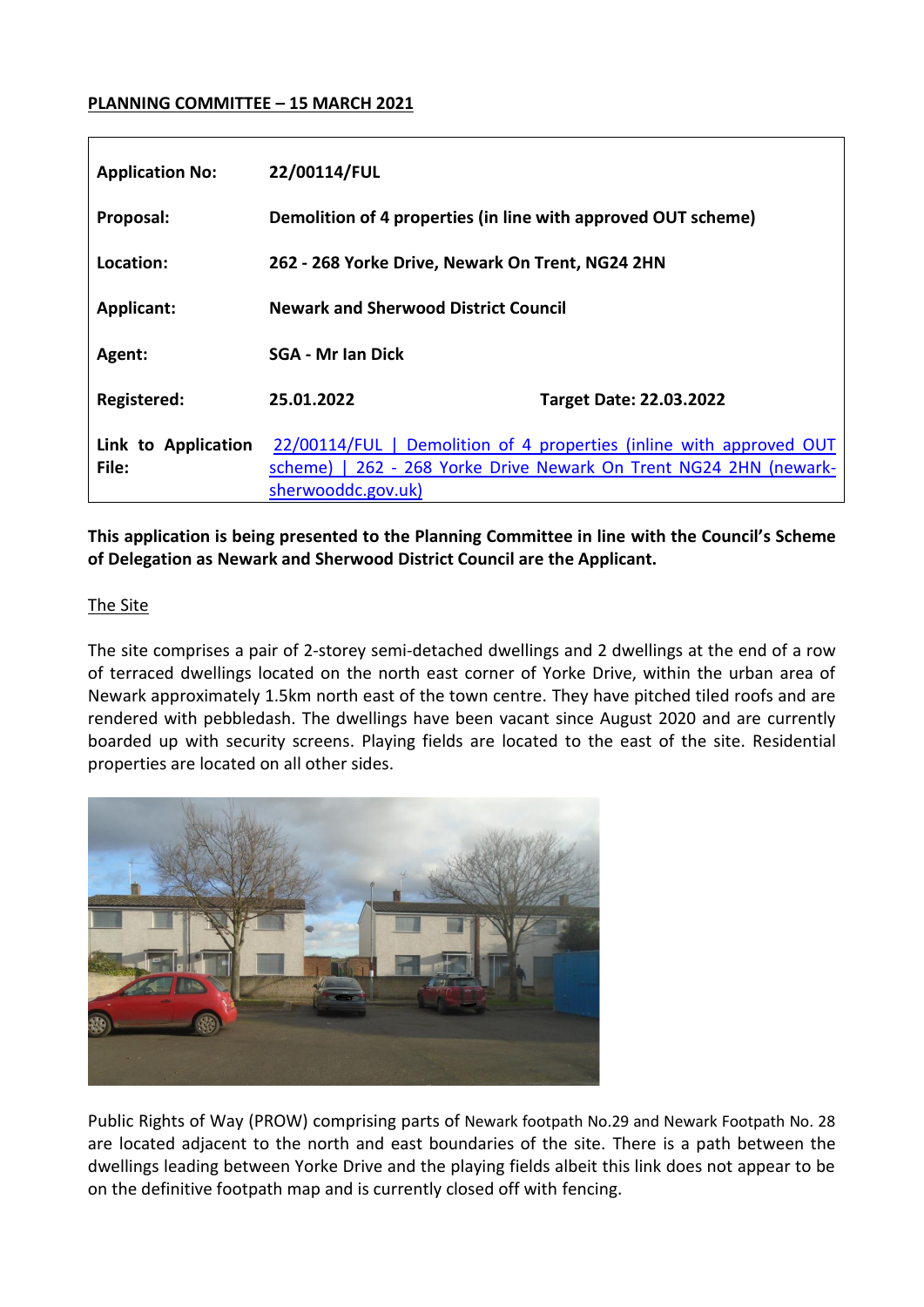**PLANNING COMMITTEE – 15 MARCH 2021**

| | | |
|---|---|---|
| **Application No:** | **22/00114/FUL** | |
| **Proposal:** | **Demolition of 4 properties (in line with approved OUT scheme)** | |
| **Location:** | **262 - 268 Yorke Drive, Newark On Trent, NG24 2HN** | |
| **Applicant:** | **Newark and Sherwood District Council** | |
| **Agent:** | **SGA - Mr Ian Dick** | |
| **Registered:** | **25.01.2022** | **Target Date: 22.03.2022** |
| **Link to Application File:** | 22/00114/FUL \| Demolition of 4 properties (inline with approved OUT scheme) \| 262 - 268 Yorke Drive Newark On Trent NG24 2HN (newark-sherwooddc.gov.uk) | |

**This application is being presented to the Planning Committee in line with the Council's Scheme of Delegation as Newark and Sherwood District Council are the Applicant.**

The Site

The site comprises a pair of 2-storey semi-detached dwellings and 2 dwellings at the end of a row of terraced dwellings located on the north east corner of Yorke Drive, within the urban area of Newark approximately 1.5km north east of the town centre. They have pitched tiled roofs and are rendered with pebbledash. The dwellings have been vacant since August 2020 and are currently boarded up with security screens. Playing fields are located to the east of the site. Residential properties are located on all other sides.

Public Rights of Way (PROW) comprising parts of Newark footpath No.29 and Newark Footpath No. 28 are located adjacent to the north and east boundaries of the site. There is a path between the dwellings leading between Yorke Drive and the playing fields albeit this link does not appear to be on the definitive footpath map and is currently closed off with fencing.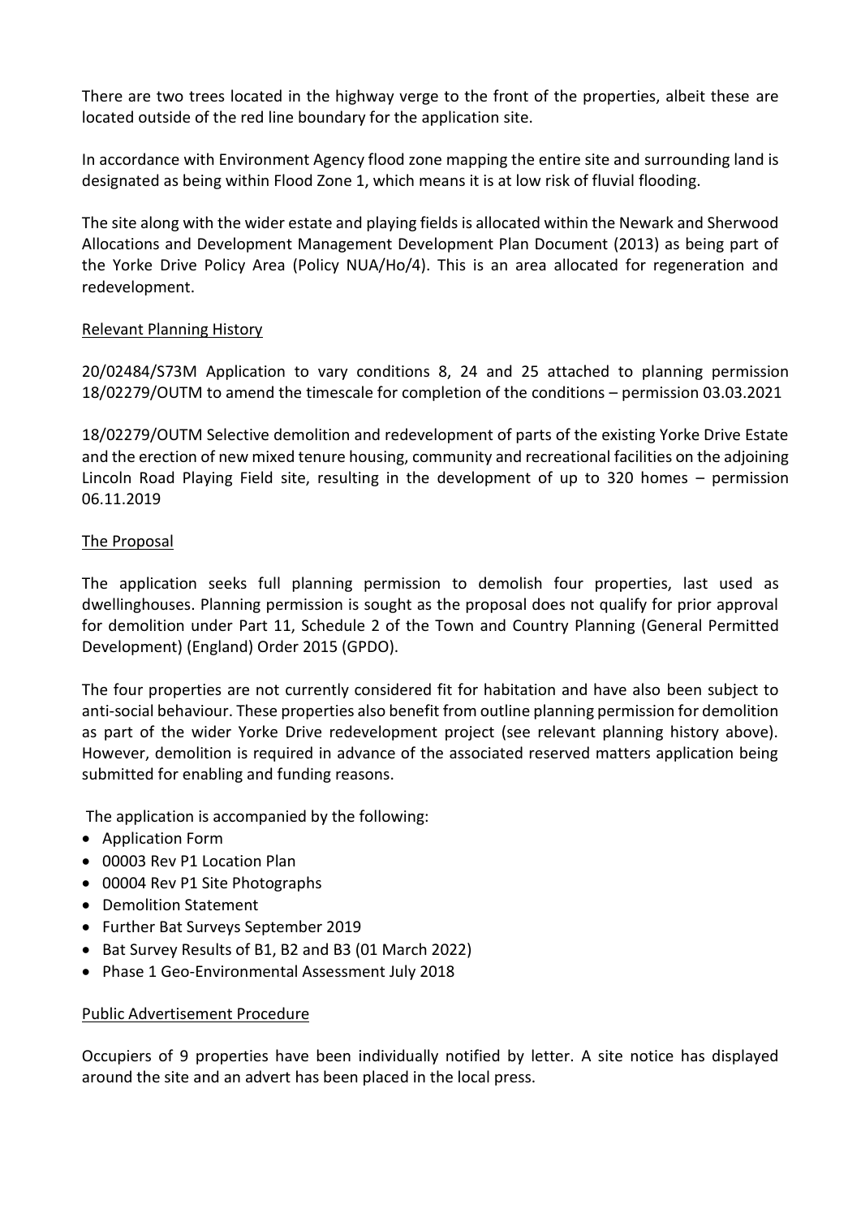There are two trees located in the highway verge to the front of the properties, albeit these are located outside of the red line boundary for the application site.

In accordance with Environment Agency flood zone mapping the entire site and surrounding land is designated as being within Flood Zone 1, which means it is at low risk of fluvial flooding.

The site along with the wider estate and playing fields is allocated within the Newark and Sherwood Allocations and Development Management Development Plan Document (2013) as being part of the Yorke Drive Policy Area (Policy NUA/Ho/4). This is an area allocated for regeneration and redevelopment.

## Relevant Planning History

20/02484/S73M Application to vary conditions 8, 24 and 25 attached to planning permission 18/02279/OUTM to amend the timescale for completion of the conditions – permission 03.03.2021

18/02279/OUTM Selective demolition and redevelopment of parts of the existing Yorke Drive Estate and the erection of new mixed tenure housing, community and recreational facilities on the adjoining Lincoln Road Playing Field site, resulting in the development of up to 320 homes – permission 06.11.2019

## The Proposal

The application seeks full planning permission to demolish four properties, last used as dwellinghouses. Planning permission is sought as the proposal does not qualify for prior approval for demolition under Part 11, Schedule 2 of the Town and Country Planning (General Permitted Development) (England) Order 2015 (GPDO).

The four properties are not currently considered fit for habitation and have also been subject to anti-social behaviour. These properties also benefit from outline planning permission for demolition as part of the wider Yorke Drive redevelopment project (see relevant planning history above). However, demolition is required in advance of the associated reserved matters application being submitted for enabling and funding reasons.

The application is accompanied by the following:

- Application Form
- 00003 Rev P1 Location Plan
- 00004 Rev P1 Site Photographs
- Demolition Statement
- Further Bat Surveys September 2019
- Bat Survey Results of B1, B2 and B3 (01 March 2022)
- Phase 1 Geo-Environmental Assessment July 2018

## Public Advertisement Procedure

Occupiers of 9 properties have been individually notified by letter. A site notice has displayed around the site and an advert has been placed in the local press.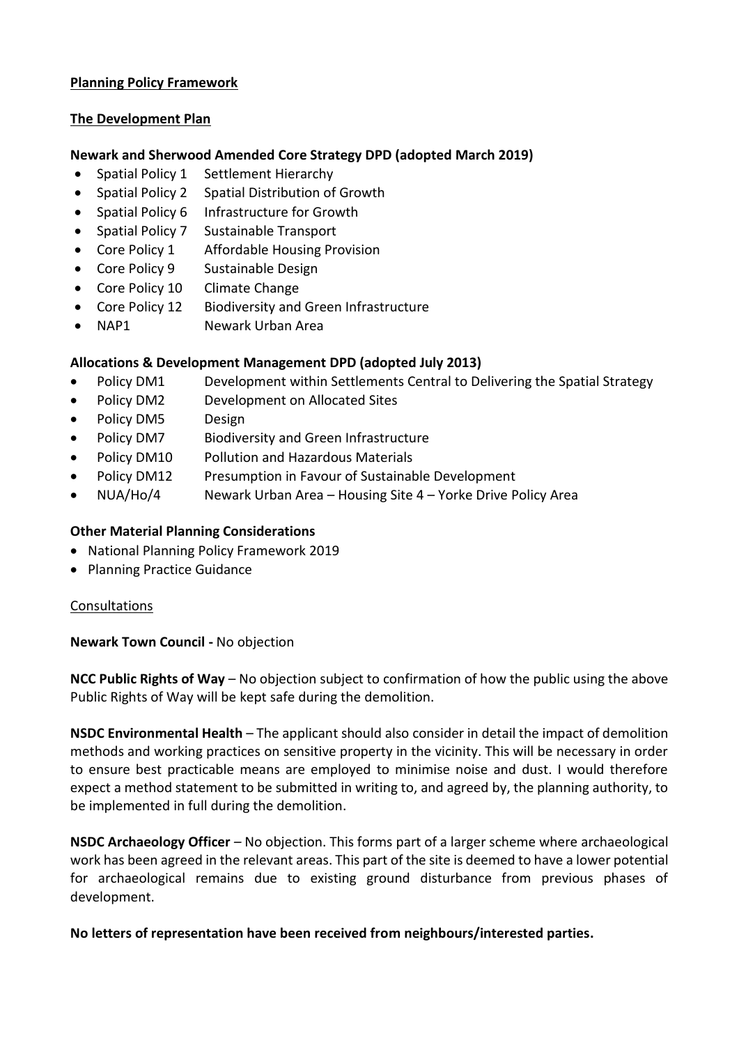**Planning Policy Framework**

**The Development Plan**

**Newark and Sherwood Amended Core Strategy DPD (adopted March 2019)**

- Spatial Policy 1 Settlement Hierarchy
- Spatial Policy 2 Spatial Distribution of Growth
- Spatial Policy 6 Infrastructure for Growth
- Spatial Policy 7 Sustainable Transport
- Core Policy 1 Affordable Housing Provision
- Core Policy 9 Sustainable Design
- Core Policy 10 Climate Change
- Core Policy 12 Biodiversity and Green Infrastructure
- NAP1 Newark Urban Area

**Allocations & Development Management DPD (adopted July 2013)**

- Policy DM1 Development within Settlements Central to Delivering the Spatial Strategy
- Policy DM2 Development on Allocated Sites
- Policy DM5 Design
- Policy DM7 Biodiversity and Green Infrastructure
- Policy DM10 Pollution and Hazardous Materials
- Policy DM12 Presumption in Favour of Sustainable Development
- NUA/Ho/4 Newark Urban Area – Housing Site 4 – Yorke Drive Policy Area

**Other Material Planning Considerations**

- National Planning Policy Framework 2019
- Planning Practice Guidance

Consultations

**Newark Town Council -** No objection

**NCC Public Rights of Way** – No objection subject to confirmation of how the public using the above Public Rights of Way will be kept safe during the demolition.

**NSDC Environmental Health** – The applicant should also consider in detail the impact of demolition methods and working practices on sensitive property in the vicinity. This will be necessary in order to ensure best practicable means are employed to minimise noise and dust. I would therefore expect a method statement to be submitted in writing to, and agreed by, the planning authority, to be implemented in full during the demolition.

**NSDC Archaeology Officer** – No objection. This forms part of a larger scheme where archaeological work has been agreed in the relevant areas. This part of the site is deemed to have a lower potential for archaeological remains due to existing ground disturbance from previous phases of development.

**No letters of representation have been received from neighbours/interested parties.**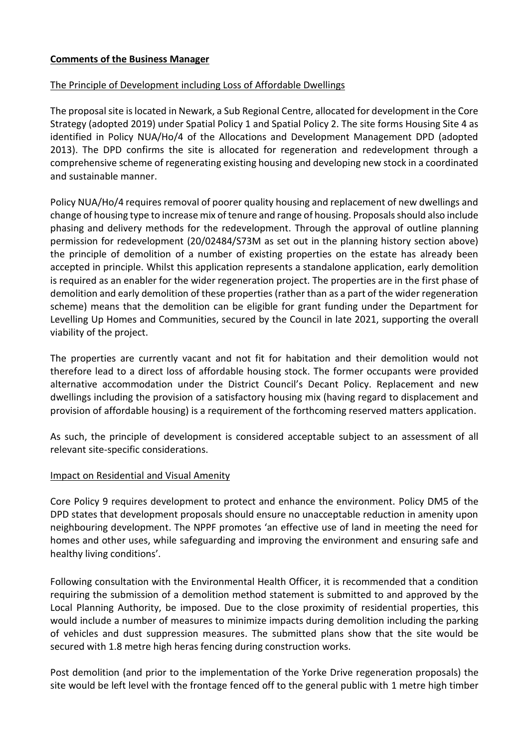**Comments of the Business Manager**

The Principle of Development including Loss of Affordable Dwellings

The proposal site is located in Newark, a Sub Regional Centre, allocated for development in the Core Strategy (adopted 2019) under Spatial Policy 1 and Spatial Policy 2. The site forms Housing Site 4 as identified in Policy NUA/Ho/4 of the Allocations and Development Management DPD (adopted 2013). The DPD confirms the site is allocated for regeneration and redevelopment through a comprehensive scheme of regenerating existing housing and developing new stock in a coordinated and sustainable manner.

Policy NUA/Ho/4 requires removal of poorer quality housing and replacement of new dwellings and change of housing type to increase mix of tenure and range of housing. Proposals should also include phasing and delivery methods for the redevelopment. Through the approval of outline planning permission for redevelopment (20/02484/S73M as set out in the planning history section above) the principle of demolition of a number of existing properties on the estate has already been accepted in principle. Whilst this application represents a standalone application, early demolition is required as an enabler for the wider regeneration project. The properties are in the first phase of demolition and early demolition of these properties (rather than as a part of the wider regeneration scheme) means that the demolition can be eligible for grant funding under the Department for Levelling Up Homes and Communities, secured by the Council in late 2021, supporting the overall viability of the project.

The properties are currently vacant and not fit for habitation and their demolition would not therefore lead to a direct loss of affordable housing stock. The former occupants were provided alternative accommodation under the District Council's Decant Policy. Replacement and new dwellings including the provision of a satisfactory housing mix (having regard to displacement and provision of affordable housing) is a requirement of the forthcoming reserved matters application.

As such, the principle of development is considered acceptable subject to an assessment of all relevant site-specific considerations.

Impact on Residential and Visual Amenity

Core Policy 9 requires development to protect and enhance the environment. Policy DM5 of the DPD states that development proposals should ensure no unacceptable reduction in amenity upon neighbouring development. The NPPF promotes 'an effective use of land in meeting the need for homes and other uses, while safeguarding and improving the environment and ensuring safe and healthy living conditions'.

Following consultation with the Environmental Health Officer, it is recommended that a condition requiring the submission of a demolition method statement is submitted to and approved by the Local Planning Authority, be imposed. Due to the close proximity of residential properties, this would include a number of measures to minimize impacts during demolition including the parking of vehicles and dust suppression measures. The submitted plans show that the site would be secured with 1.8 metre high heras fencing during construction works.

Post demolition (and prior to the implementation of the Yorke Drive regeneration proposals) the site would be left level with the frontage fenced off to the general public with 1 metre high timber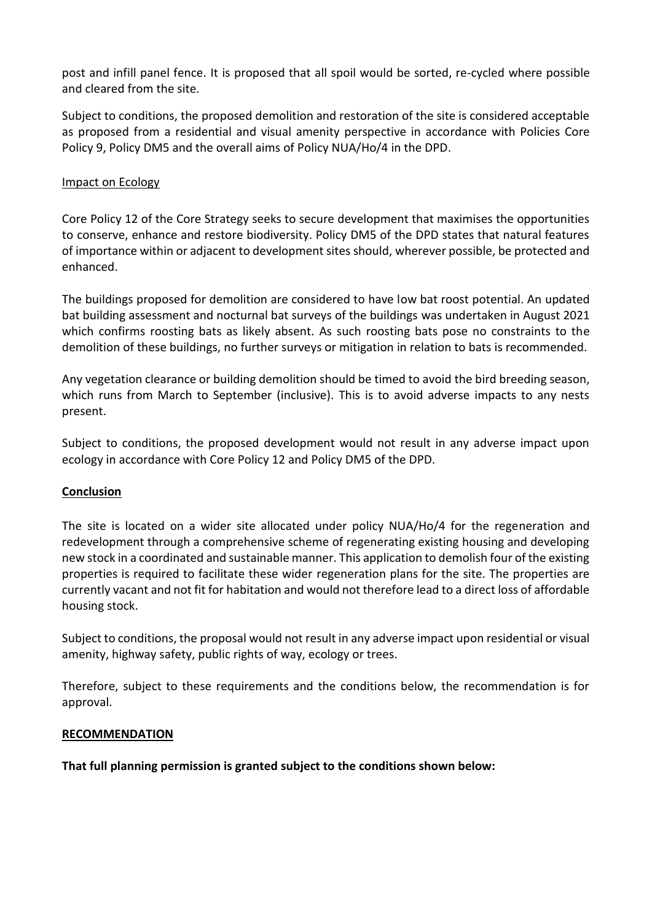post and infill panel fence. It is proposed that all spoil would be sorted, re-cycled where possible and cleared from the site.

Subject to conditions, the proposed demolition and restoration of the site is considered acceptable as proposed from a residential and visual amenity perspective in accordance with Policies Core Policy 9, Policy DM5 and the overall aims of Policy NUA/Ho/4 in the DPD.

Impact on Ecology

Core Policy 12 of the Core Strategy seeks to secure development that maximises the opportunities to conserve, enhance and restore biodiversity. Policy DM5 of the DPD states that natural features of importance within or adjacent to development sites should, wherever possible, be protected and enhanced.

The buildings proposed for demolition are considered to have low bat roost potential. An updated bat building assessment and nocturnal bat surveys of the buildings was undertaken in August 2021 which confirms roosting bats as likely absent. As such roosting bats pose no constraints to the demolition of these buildings, no further surveys or mitigation in relation to bats is recommended.

Any vegetation clearance or building demolition should be timed to avoid the bird breeding season, which runs from March to September (inclusive). This is to avoid adverse impacts to any nests present.

Subject to conditions, the proposed development would not result in any adverse impact upon ecology in accordance with Core Policy 12 and Policy DM5 of the DPD.

**Conclusion**

The site is located on a wider site allocated under policy NUA/Ho/4 for the regeneration and redevelopment through a comprehensive scheme of regenerating existing housing and developing new stock in a coordinated and sustainable manner. This application to demolish four of the existing properties is required to facilitate these wider regeneration plans for the site. The properties are currently vacant and not fit for habitation and would not therefore lead to a direct loss of affordable housing stock.

Subject to conditions, the proposal would not result in any adverse impact upon residential or visual amenity, highway safety, public rights of way, ecology or trees.

Therefore, subject to these requirements and the conditions below, the recommendation is for approval.

**RECOMMENDATION**

**That full planning permission is granted subject to the conditions shown below:**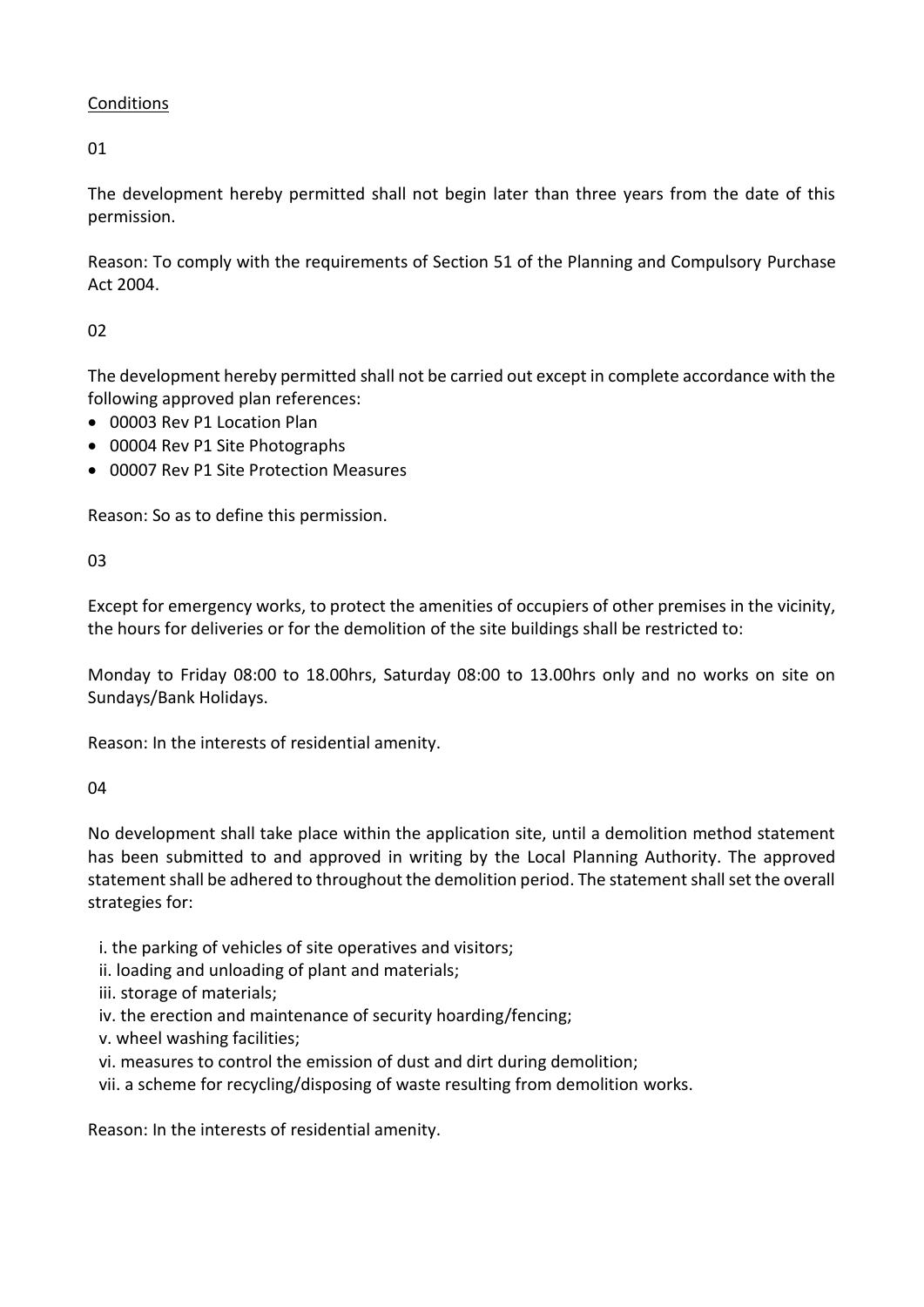## Conditions

01

The development hereby permitted shall not begin later than three years from the date of this permission.

Reason: To comply with the requirements of Section 51 of the Planning and Compulsory Purchase Act 2004.

02

The development hereby permitted shall not be carried out except in complete accordance with the following approved plan references:

- 00003 Rev P1 Location Plan
- 00004 Rev P1 Site Photographs
- 00007 Rev P1 Site Protection Measures

Reason: So as to define this permission.

03

Except for emergency works, to protect the amenities of occupiers of other premises in the vicinity, the hours for deliveries or for the demolition of the site buildings shall be restricted to:

Monday to Friday 08:00 to 18.00hrs, Saturday 08:00 to 13.00hrs only and no works on site on Sundays/Bank Holidays.

Reason: In the interests of residential amenity.

04

No development shall take place within the application site, until a demolition method statement has been submitted to and approved in writing by the Local Planning Authority. The approved statement shall be adhered to throughout the demolition period. The statement shall set the overall strategies for:

i. the parking of vehicles of site operatives and visitors;
ii. loading and unloading of plant and materials;
iii. storage of materials;
iv. the erection and maintenance of security hoarding/fencing;
v. wheel washing facilities;
vi. measures to control the emission of dust and dirt during demolition;
vii. a scheme for recycling/disposing of waste resulting from demolition works.

Reason: In the interests of residential amenity.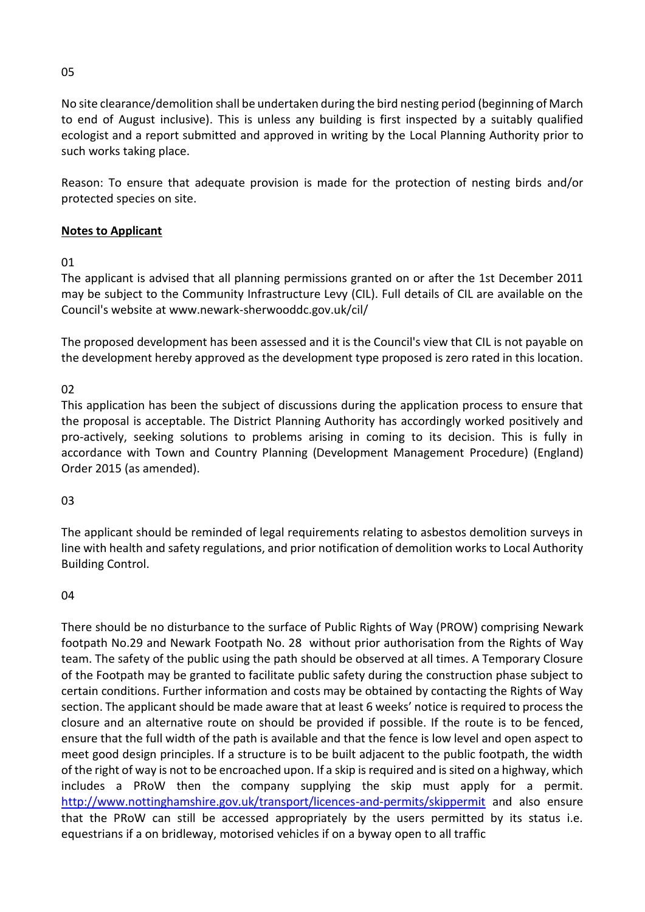05

No site clearance/demolition shall be undertaken during the bird nesting period (beginning of March to end of August inclusive). This is unless any building is first inspected by a suitably qualified ecologist and a report submitted and approved in writing by the Local Planning Authority prior to such works taking place.

Reason: To ensure that adequate provision is made for the protection of nesting birds and/or protected species on site.

**Notes to Applicant**

01

The applicant is advised that all planning permissions granted on or after the 1st December 2011 may be subject to the Community Infrastructure Levy (CIL). Full details of CIL are available on the Council's website at www.newark-sherwooddc.gov.uk/cil/

The proposed development has been assessed and it is the Council's view that CIL is not payable on the development hereby approved as the development type proposed is zero rated in this location.

02

This application has been the subject of discussions during the application process to ensure that the proposal is acceptable. The District Planning Authority has accordingly worked positively and pro-actively, seeking solutions to problems arising in coming to its decision. This is fully in accordance with Town and Country Planning (Development Management Procedure) (England) Order 2015 (as amended).

03

The applicant should be reminded of legal requirements relating to asbestos demolition surveys in line with health and safety regulations, and prior notification of demolition works to Local Authority Building Control.

04

There should be no disturbance to the surface of Public Rights of Way (PROW) comprising Newark footpath No.29 and Newark Footpath No. 28 without prior authorisation from the Rights of Way team. The safety of the public using the path should be observed at all times. A Temporary Closure of the Footpath may be granted to facilitate public safety during the construction phase subject to certain conditions. Further information and costs may be obtained by contacting the Rights of Way section. The applicant should be made aware that at least 6 weeks' notice is required to process the closure and an alternative route on should be provided if possible. If the route is to be fenced, ensure that the full width of the path is available and that the fence is low level and open aspect to meet good design principles. If a structure is to be built adjacent to the public footpath, the width of the right of way is not to be encroached upon. If a skip is required and is sited on a highway, which includes a PRoW then the company supplying the skip must apply for a permit. http://www.nottinghamshire.gov.uk/transport/licences-and-permits/skippermit and also ensure that the PRoW can still be accessed appropriately by the users permitted by its status i.e. equestrians if a on bridleway, motorised vehicles if on a byway open to all traffic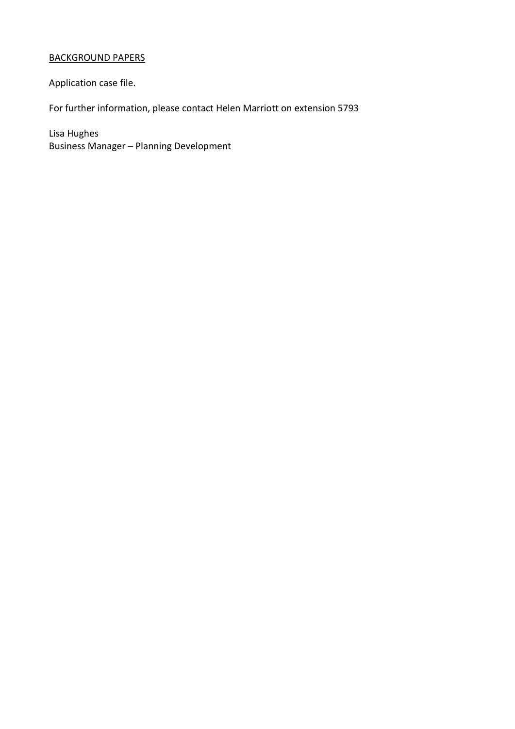BACKGROUND PAPERS

Application case file.

For further information, please contact Helen Marriott on extension 5793

Lisa Hughes
Business Manager – Planning Development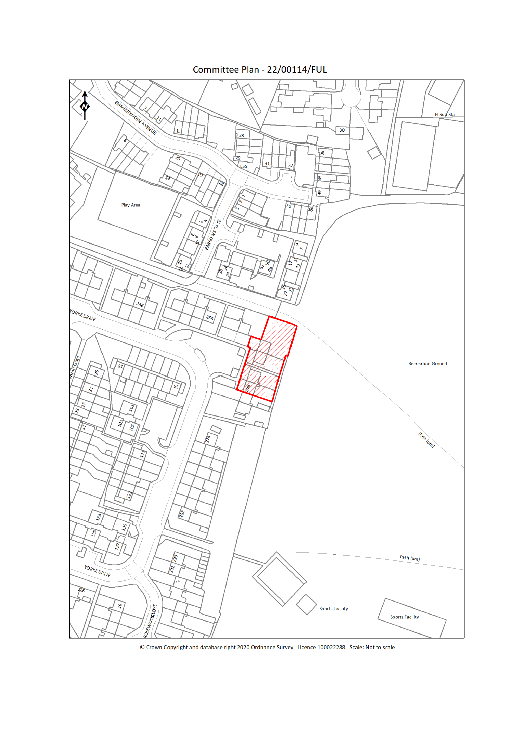# Committee Plan - 22/00114/FUL

© Crown Copyright and database right 2020 Ordnance Survey. Licence 100022288. Scale: Not to scale